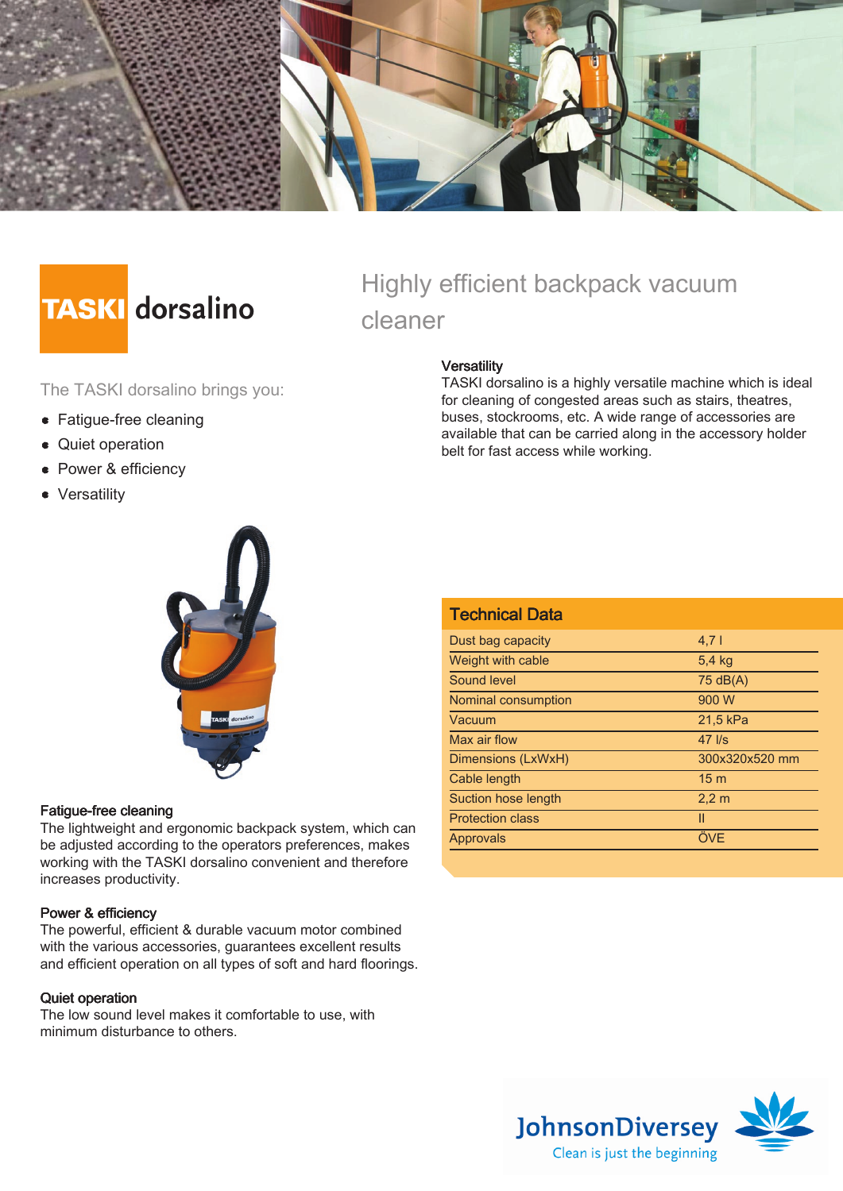# TASKI dorsalino

## Highly efficient backpack vacuum cleaner

The TASKI dorsalino brings you:

- Fatigue-free cleaning
- Quiet operation
- Power & efficiency
- Versatility

### Versatility

TASKI dorsalino is a highly versatile machine which is ideal for cleaning of congested areas such as stairs, theatres, buses, stockrooms, etc. A wide range of accessories are available that can be carried along in the accessory holder belt for fast access while working.

### Fatigue-free cleaning

The lightweight and ergonomic backpack system, which can be adjusted according to the operators preferences, makes working with the TASKI dorsalino convenient and therefore increases productivity.

### Power & efficiency

The powerful, efficient & durable vacuum motor combined with the various accessories, guarantees excellent results and efficient operation on all types of soft and hard floorings.

### Quiet operation

The low sound level makes it comfortable to use, with minimum disturbance to others.

### Technical Data

| | |
|---|---|
| Dust bag capacity | 4,7 l |
| Weight with cable | 5,4 kg |
| Sound level | 75 dB(A) |
| Nominal consumption | 900 W |
| Vacuum | 21,5 kPa |
| Max air flow | 47 l/s |
| Dimensions (LxWxH) | 300x320x520 mm |
| Cable length | 15 m |
| Suction hose length | 2,2 m |
| Protection class | II |
| Approvals | ÖVE |

JohnsonDiversey
Clean is just the beginning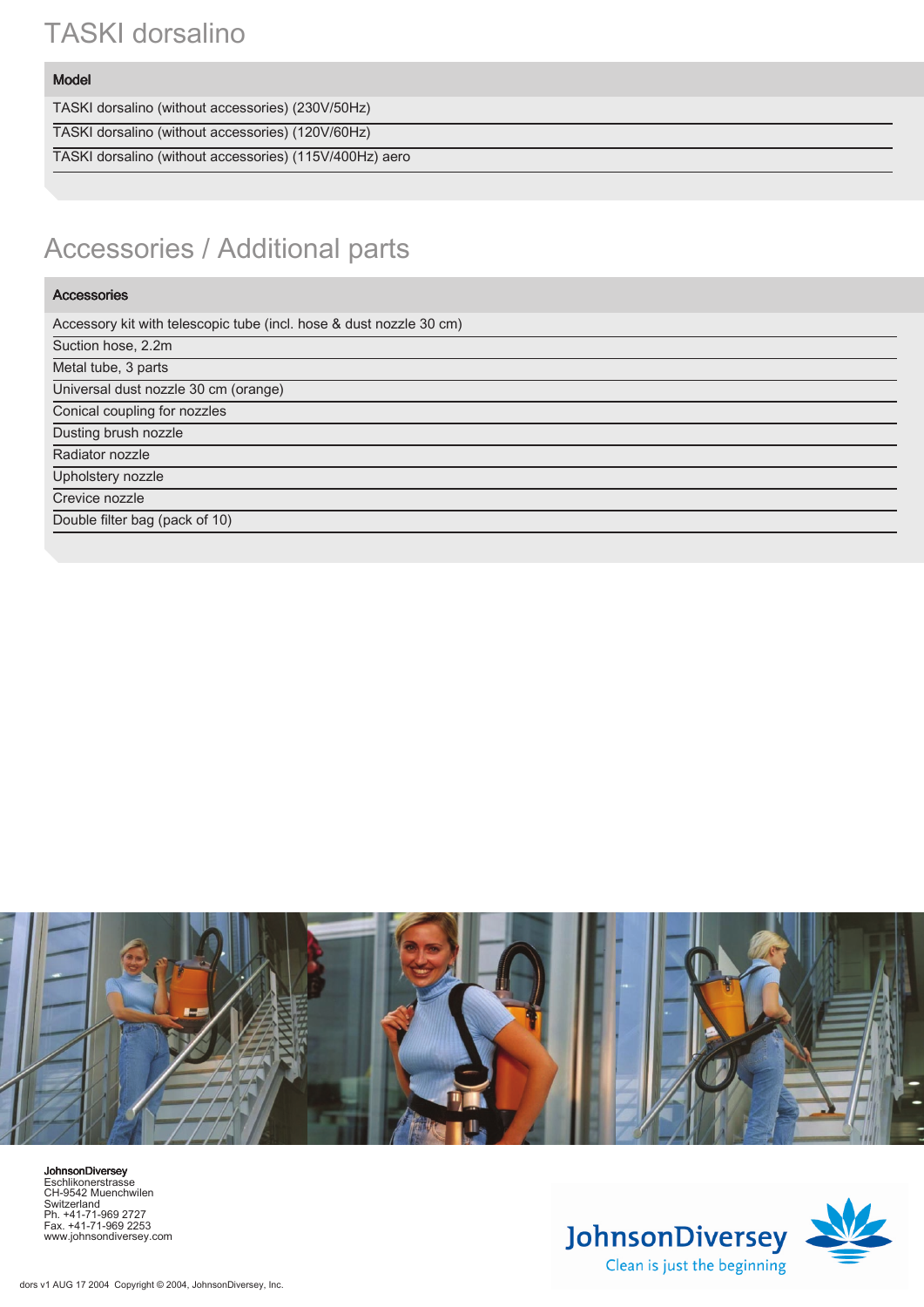# TASKI dorsalino

| Model |
|---|
| TASKI dorsalino (without accessories) (230V/50Hz) |
| TASKI dorsalino (without accessories) (120V/60Hz) |
| TASKI dorsalino (without accessories) (115V/400Hz) aero |

# Accessories / Additional parts

| Accessories |
|---|
| Accessory kit with telescopic tube (incl. hose & dust nozzle 30 cm) |
| Suction hose, 2.2m |
| Metal tube, 3 parts |
| Universal dust nozzle 30 cm (orange) |
| Conical coupling for nozzles |
| Dusting brush nozzle |
| Radiator nozzle |
| Upholstery nozzle |
| Crevice nozzle |
| Double filter bag (pack of 10) |

**JohnsonDiversey**
Eschlikonerstrasse
CH-9542 Muenchwilen
Switzerland
Ph. +41-71-969 2727
Fax. +41-71-969 2253
www.johnsondiversey.com

JohnsonDiversey
Clean is just the beginning

dors v1 AUG 17 2004 Copyright © 2004, JohnsonDiversey, Inc.